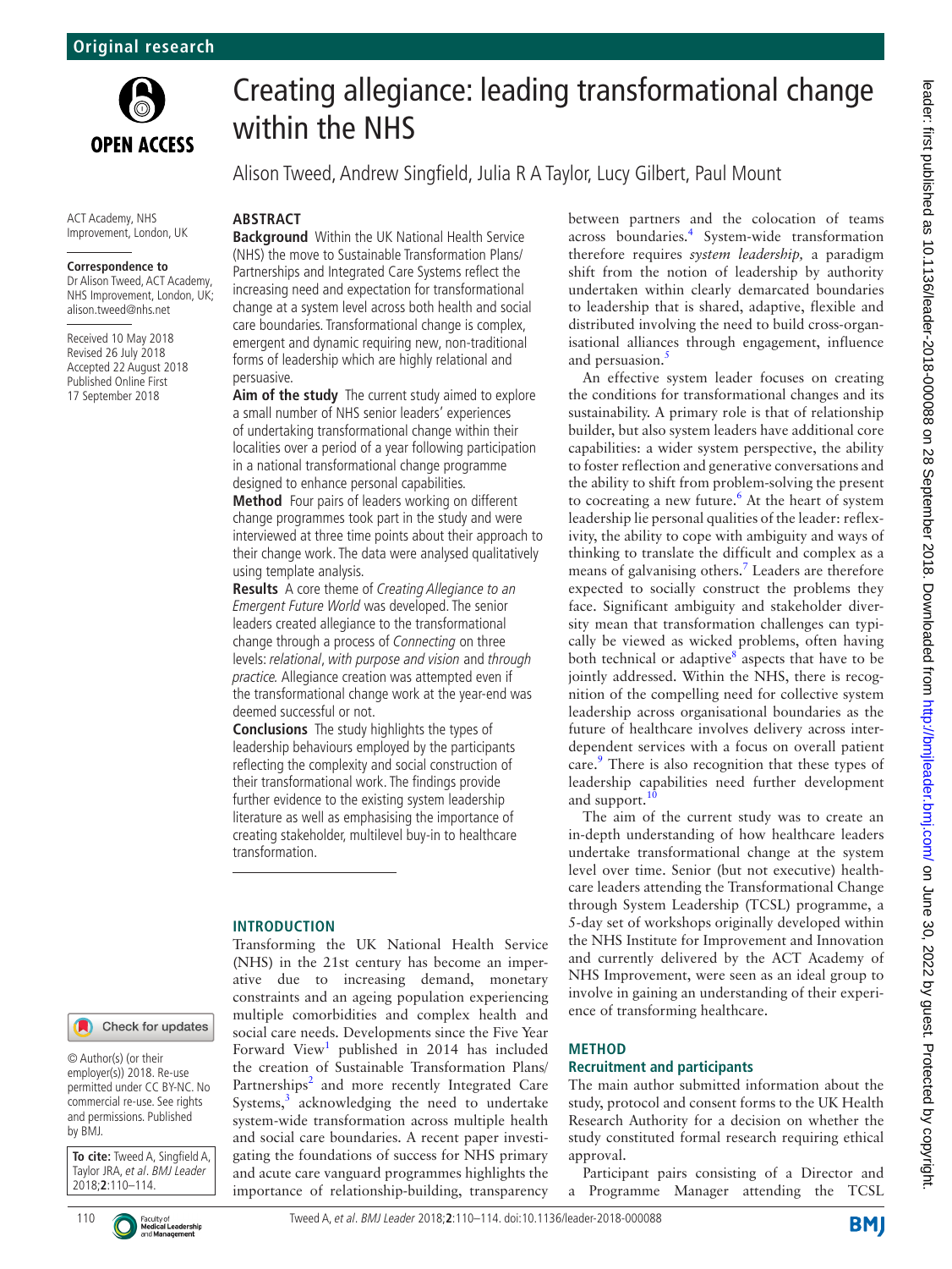Original research

# Creating allegiance: leading transformational change within the NHS

Alison Tweed, Andrew Singfield, Julia R A Taylor, Lucy Gilbert, Paul Mount

ACT Academy, NHS Improvement, London, UK

**Correspondence to**
Dr Alison Tweed, ACT Academy, NHS Improvement, London, UK; alison.tweed@nhs.net

Received 10 May 2018
Revised 26 July 2018
Accepted 22 August 2018
Published Online First 17 September 2018

## ABSTRACT

**Background** Within the UK National Health Service (NHS) the move to Sustainable Transformation Plans/Partnerships and Integrated Care Systems reflect the increasing need and expectation for transformational change at a system level across both health and social care boundaries. Transformational change is complex, emergent and dynamic requiring new, non-traditional forms of leadership which are highly relational and persuasive.

**Aim of the study** The current study aimed to explore a small number of NHS senior leaders' experiences of undertaking transformational change within their localities over a period of a year following participation in a national transformational change programme designed to enhance personal capabilities.

**Method** Four pairs of leaders working on different change programmes took part in the study and were interviewed at three time points about their approach to their change work. The data were analysed qualitatively using template analysis.

**Results** A core theme of *Creating Allegiance to an Emergent Future World* was developed. The senior leaders created allegiance to the transformational change through a process of *Connecting* on three levels: *relational*, *with purpose and vision* and *through practice*. Allegiance creation was attempted even if the transformational change work at the year-end was deemed successful or not.

**Conclusions** The study highlights the types of leadership behaviours employed by the participants reflecting the complexity and social construction of their transformational work. The findings provide further evidence to the existing system leadership literature as well as emphasising the importance of creating stakeholder, multilevel buy-in to healthcare transformation.

## INTRODUCTION

Transforming the UK National Health Service (NHS) in the 21st century has become an imperative due to increasing demand, monetary constraints and an ageing population experiencing multiple comorbidities and complex health and social care needs. Developments since the Five Year Forward View[1] published in 2014 has included the creation of Sustainable Transformation Plans/Partnerships[2] and more recently Integrated Care Systems,[3] acknowledging the need to undertake system-wide transformation across multiple health and social care boundaries. A recent paper investigating the foundations of success for NHS primary and acute care vanguard programmes highlights the importance of relationship-building, transparency between partners and the colocation of teams across boundaries.[4] System-wide transformation therefore requires *system leadership,* a paradigm shift from the notion of leadership by authority undertaken within clearly demarcated boundaries to leadership that is shared, adaptive, flexible and distributed involving the need to build cross-organisational alliances through engagement, influence and persuasion.[5]

An effective system leader focuses on creating the conditions for transformational changes and its sustainability. A primary role is that of relationship builder, but also system leaders have additional core capabilities: a wider system perspective, the ability to foster reflection and generative conversations and the ability to shift from problem-solving the present to cocreating a new future.[6] At the heart of system leadership lie personal qualities of the leader: reflexivity, the ability to cope with ambiguity and ways of thinking to translate the difficult and complex as a means of galvanising others.[7] Leaders are therefore expected to socially construct the problems they face. Significant ambiguity and stakeholder diversity mean that transformation challenges can typically be viewed as wicked problems, often having both technical or adaptive[8] aspects that have to be jointly addressed. Within the NHS, there is recognition of the compelling need for collective system leadership across organisational boundaries as the future of healthcare involves delivery across interdependent services with a focus on overall patient care.[9] There is also recognition that these types of leadership capabilities need further development and support.[10]

The aim of the current study was to create an in-depth understanding of how healthcare leaders undertake transformational change at the system level over time. Senior (but not executive) healthcare leaders attending the Transformational Change through System Leadership (TCSL) programme, a 5-day set of workshops originally developed within the NHS Institute for Improvement and Innovation and currently delivered by the ACT Academy of NHS Improvement, were seen as an ideal group to involve in gaining an understanding of their experience of transforming healthcare.

## METHOD

### Recruitment and participants

The main author submitted information about the study, protocol and consent forms to the UK Health Research Authority for a decision on whether the study constituted formal research requiring ethical approval.

Participant pairs consisting of a Director and a Programme Manager attending the TCSL

© Author(s) (or their employer(s)) 2018. Re-use permitted under CC BY-NC. No commercial re-use. See rights and permissions. Published by BMJ.

**To cite:** Tweed A, Singfield A, Taylor JRA, *et al*. *BMJ Leader* 2018;**2**:110–114.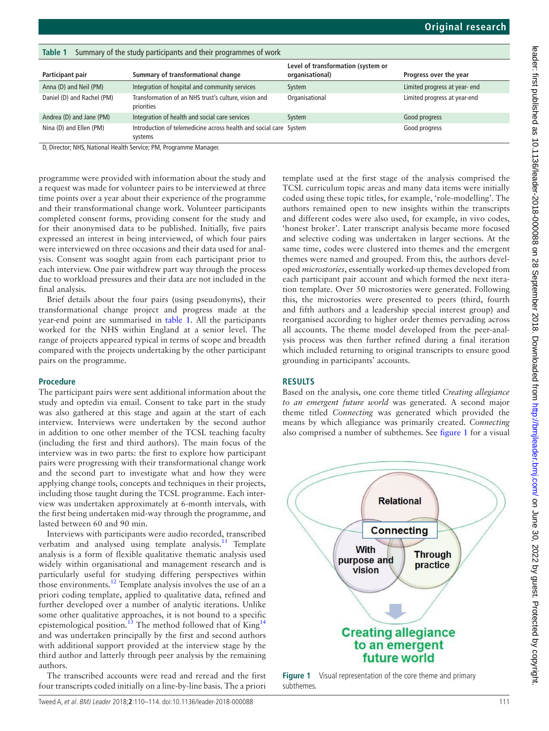**Table 1** Summary of the study participants and their programmes of work

| Participant pair | Summary of transformational change | Level of transformation (system or organisational) | Progress over the year |
|---|---|---|---|
| Anna (D) and Neil (PM) | Integration of hospital and community services | System | Limited progress at year- end |
| Daniel (D) and Rachel (PM) | Transformation of an NHS trust's culture, vision and priorities | Organisational | Limited progress at year-end |
| Andrea (D) and Jane (PM) | Integration of health and social care services | System | Good progress |
| Nina (D) and Ellen (PM) | Introduction of telemedicine across health and social care systems | System | Good progress |

D, Director; NHS, National Health Service; PM, Programme Manager.

programme were provided with information about the study and a request was made for volunteer pairs to be interviewed at three time points over a year about their experience of the programme and their transformational change work. Volunteer participants completed consent forms, providing consent for the study and for their anonymised data to be published. Initially, five pairs expressed an interest in being interviewed, of which four pairs were interviewed on three occasions and their data used for analysis. Consent was sought again from each participant prior to each interview. One pair withdrew part way through the process due to workload pressures and their data are not included in the final analysis.

Brief details about the four pairs (using pseudonyms), their transformational change project and progress made at the year-end point are summarised in table 1. All the participants worked for the NHS within England at a senior level. The range of projects appeared typical in terms of scope and breadth compared with the projects undertaking by the other participant pairs on the programme.

### Procedure

The participant pairs were sent additional information about the study and optedin via email. Consent to take part in the study was also gathered at this stage and again at the start of each interview. Interviews were undertaken by the second author in addition to one other member of the TCSL teaching faculty (including the first and third authors). The main focus of the interview was in two parts: the first to explore how participant pairs were progressing with their transformational change work and the second part to investigate what and how they were applying change tools, concepts and techniques in their projects, including those taught during the TCSL programme. Each interview was undertaken approximately at 6-month intervals, with the first being undertaken mid-way through the programme, and lasted between 60 and 90 min.

Interviews with participants were audio recorded, transcribed verbatim and analysed using template analysis.[11] Template analysis is a form of flexible qualitative thematic analysis used widely within organisational and management research and is particularly useful for studying differing perspectives within those environments.[12] Template analysis involves the use of an a priori coding template, applied to qualitative data, refined and further developed over a number of analytic iterations. Unlike some other qualitative approaches, it is not bound to a specific epistemological position.[13] The method followed that of King[14] and was undertaken principally by the first and second authors with additional support provided at the interview stage by the third author and latterly through peer analysis by the remaining authors.

The transcribed accounts were read and reread and the first four transcripts coded initially on a line-by-line basis. The a priori template used at the first stage of the analysis comprised the TCSL curriculum topic areas and many data items were initially coded using these topic titles, for example, 'role-modelling'. The authors remained open to new insights within the transcripts and different codes were also used, for example, in vivo codes, 'honest broker'. Later transcript analysis became more focused and selective coding was undertaken in larger sections. At the same time, codes were clustered into themes and the emergent themes were named and grouped. From this, the authors developed *microstories*, essentially worked-up themes developed from each participant pair account and which formed the next iteration template. Over 50 microstories were generated. Following this, the microstories were presented to peers (third, fourth and fifth authors and a leadership special interest group) and reorganised according to higher order themes pervading across all accounts. The theme model developed from the peer-analysis process was then further refined during a final iteration which included returning to original transcripts to ensure good grounding in participants' accounts.

## RESULTS

Based on the analysis, one core theme titled *Creating allegiance to an emergent future world* was generated. A second major theme titled *Connecting* was generated which provided the means by which allegiance was primarily created. *Connecting* also comprised a number of subthemes. See figure 1 for a visual

**Figure 1** Visual representation of the core theme and primary subthemes.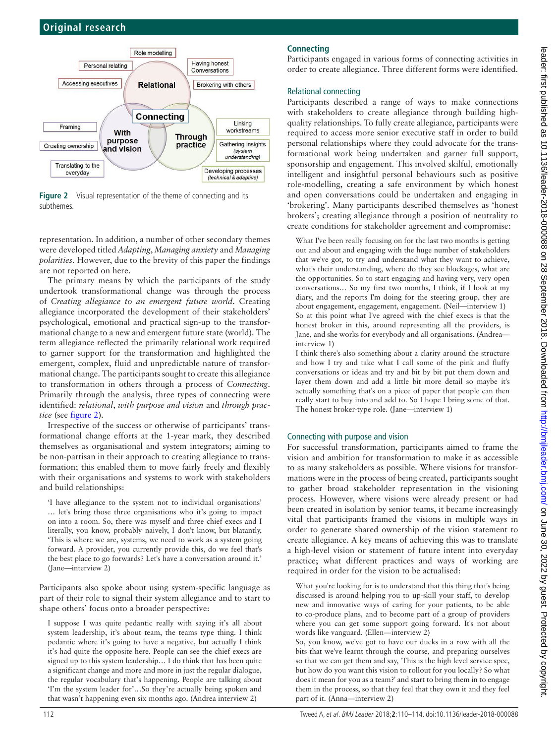Figure 2 Visual representation of the theme of connecting and its subthemes.

representation. In addition, a number of other secondary themes were developed titled *Adapting*, *Managing anxiety* and *Managing polarities*. However, due to the brevity of this paper the findings are not reported on here.

The primary means by which the participants of the study undertook transformational change was through the process of *Creating allegiance to an emergent future world*. Creating allegiance incorporated the development of their stakeholders' psychological, emotional and practical sign-up to the transformational change to a new and emergent future state (world). The term allegiance reflected the primarily relational work required to garner support for the transformation and highlighted the emergent, complex, fluid and unpredictable nature of transformational change. The participants sought to create this allegiance to transformation in others through a process of *Connecting*. Primarily through the analysis, three types of connecting were identified: *relational*, *with purpose and vision* and *through practice* (see figure 2).

Irrespective of the success or otherwise of participants' transformational change efforts at the 1-year mark, they described themselves as organisational and system integrators; aiming to be non-partisan in their approach to creating allegiance to transformation; this enabled them to move fairly freely and flexibly within their organisations and systems to work with stakeholders and build relationships:

> 'I have allegiance to the system not to individual organisations' … let's bring those three organisations who it's going to impact on into a room. So, there was myself and three chief execs and I literally, you know, probably naively, I don't know, but blatantly, 'This is where we are, systems, we need to work as a system going forward. A provider, you currently provide this, do we feel that's the best place to go forwards? Let's have a conversation around it.' (Jane—interview 2)

Participants also spoke about using system-specific language as part of their role to signal their system allegiance and to start to shape others' focus onto a broader perspective:

> I suppose I was quite pedantic really with saying it's all about system leadership, it's about team, the teams type thing. I think pedantic where it's going to have a negative, but actually I think it's had quite the opposite here. People can see the chief execs are signed up to this system leadership… I do think that has been quite a significant change and more and more in just the regular dialogue, the regular vocabulary that's happening. People are talking about 'I'm the system leader for'…So they're actually being spoken and that wasn't happening even six months ago. (Andrea interview 2)

## Connecting

Participants engaged in various forms of connecting activities in order to create allegiance. Three different forms were identified.

### Relational connecting

Participants described a range of ways to make connections with stakeholders to create allegiance through building high-quality relationships. To fully create allegiance, participants were required to access more senior executive staff in order to build personal relationships where they could advocate for the transformational work being undertaken and garner full support, sponsorship and engagement. This involved skilful, emotionally intelligent and insightful personal behaviours such as positive role-modelling, creating a safe environment by which honest and open conversations could be undertaken and engaging in 'brokering'. Many participants described themselves as 'honest brokers'; creating allegiance through a position of neutrality to create conditions for stakeholder agreement and compromise:

> What I've been really focusing on for the last two months is getting out and about and engaging with the huge number of stakeholders that we've got, to try and understand what they want to achieve, what's their understanding, where do they see blockages, what are the opportunities. So to start engaging and having very, very open conversations… So my first two months, I think, if I look at my diary, and the reports I'm doing for the steering group, they are about engagement, engagement, engagement. (Neil—interview 1)
>
> So at this point what I've agreed with the chief execs is that the honest broker in this, around representing all the providers, is Jane, and she works for everybody and all organisations. (Andrea—interview 1)
>
> I think there's also something about a clarity around the structure and how I try and take what I call some of the pink and fluffy conversations or ideas and try and bit by bit put them down and layer them down and add a little bit more detail so maybe it's actually something that's on a piece of paper that people can then really start to buy into and add to. So I hope I bring some of that. The honest broker-type role. (Jane—interview 1)

### Connecting with purpose and vision

For successful transformation, participants aimed to frame the vision and ambition for transformation to make it as accessible to as many stakeholders as possible. Where visions for transformations were in the process of being created, participants sought to gather broad stakeholder representation in the visioning process. However, where visions were already present or had been created in isolation by senior teams, it became increasingly vital that participants framed the visions in multiple ways in order to generate shared ownership of the vision statement to create allegiance. A key means of achieving this was to translate a high-level vision or statement of future intent into everyday practice; what different practices and ways of working are required in order for the vision to be actualised:

> What you're looking for is to understand that this thing that's being discussed is around helping you to up-skill your staff, to develop new and innovative ways of caring for your patients, to be able to co-produce plans, and to become part of a group of providers where you can get some support going forward. It's not about words like vanguard. (Ellen—interview 2)
>
> So, you know, we've got to have our ducks in a row with all the bits that we've learnt through the course, and preparing ourselves so that we can get them and say, 'This is the high level service spec, but how do you want this vision to rollout for you locally? So what does it mean for you as a team?' and start to bring them in to engage them in the process, so that they feel that they own it and they feel part of it. (Anna—interview 2)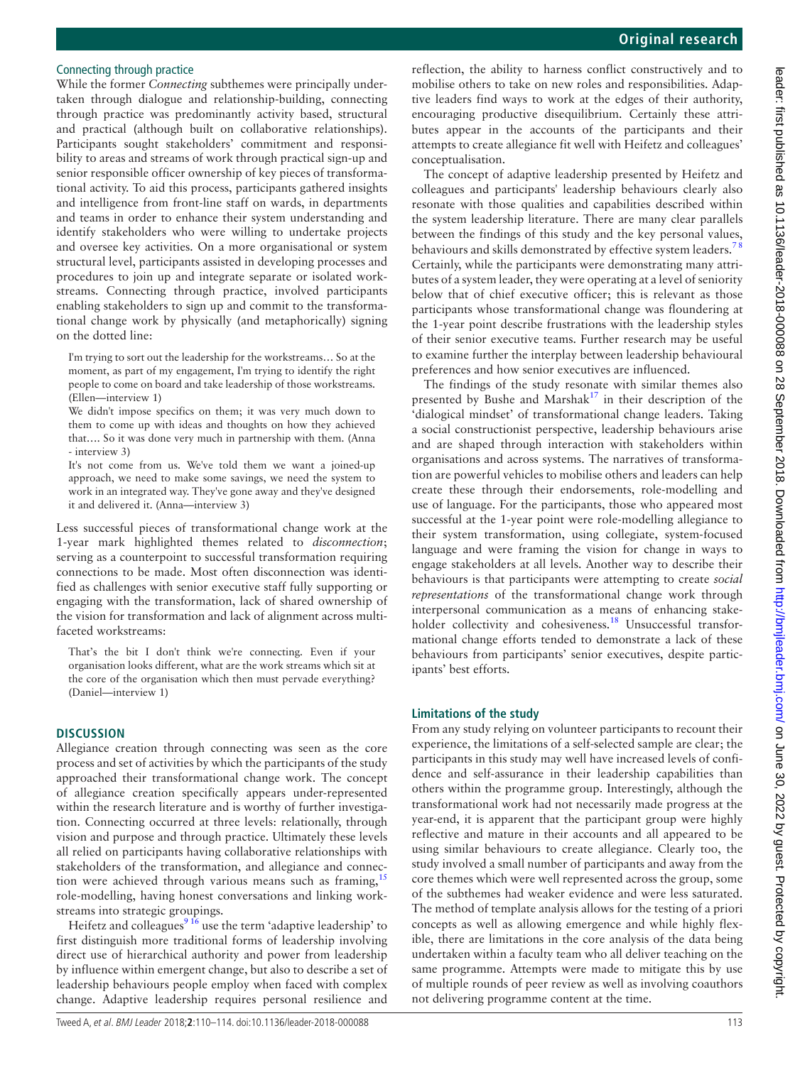### Connecting through practice

While the former *Connecting* subthemes were principally undertaken through dialogue and relationship-building, connecting through practice was predominantly activity based, structural and practical (although built on collaborative relationships). Participants sought stakeholders' commitment and responsibility to areas and streams of work through practical sign-up and senior responsible officer ownership of key pieces of transformational activity. To aid this process, participants gathered insights and intelligence from front-line staff on wards, in departments and teams in order to enhance their system understanding and identify stakeholders who were willing to undertake projects and oversee key activities. On a more organisational or system structural level, participants assisted in developing processes and procedures to join up and integrate separate or isolated workstreams. Connecting through practice, involved participants enabling stakeholders to sign up and commit to the transformational change work by physically (and metaphorically) signing on the dotted line:

> I'm trying to sort out the leadership for the workstreams… So at the moment, as part of my engagement, I'm trying to identify the right people to come on board and take leadership of those workstreams. (Ellen—interview 1)

> We didn't impose specifics on them; it was very much down to them to come up with ideas and thoughts on how they achieved that…. So it was done very much in partnership with them. (Anna - interview 3)

> It's not come from us. We've told them we want a joined-up approach, we need to make some savings, we need the system to work in an integrated way. They've gone away and they've designed it and delivered it. (Anna—interview 3)

Less successful pieces of transformational change work at the 1-year mark highlighted themes related to *disconnection*; serving as a counterpoint to successful transformation requiring connections to be made. Most often disconnection was identified as challenges with senior executive staff fully supporting or engaging with the transformation, lack of shared ownership of the vision for transformation and lack of alignment across multifaceted workstreams:

> That's the bit I don't think we're connecting. Even if your organisation looks different, what are the work streams which sit at the core of the organisation which then must pervade everything? (Daniel—interview 1)

## DISCUSSION

Allegiance creation through connecting was seen as the core process and set of activities by which the participants of the study approached their transformational change work. The concept of allegiance creation specifically appears under-represented within the research literature and is worthy of further investigation. Connecting occurred at three levels: relationally, through vision and purpose and through practice. Ultimately these levels all relied on participants having collaborative relationships with stakeholders of the transformation, and allegiance and connection were achieved through various means such as framing,[15] role-modelling, having honest conversations and linking workstreams into strategic groupings.

Heifetz and colleagues[9,16] use the term 'adaptive leadership' to first distinguish more traditional forms of leadership involving direct use of hierarchical authority and power from leadership by influence within emergent change, but also to describe a set of leadership behaviours people employ when faced with complex change. Adaptive leadership requires personal resilience and reflection, the ability to harness conflict constructively and to mobilise others to take on new roles and responsibilities. Adaptive leaders find ways to work at the edges of their authority, encouraging productive disequilibrium. Certainly these attributes appear in the accounts of the participants and their attempts to create allegiance fit well with Heifetz and colleagues' conceptualisation.

The concept of adaptive leadership presented by Heifetz and colleagues and participants' leadership behaviours clearly also resonate with those qualities and capabilities described within the system leadership literature. There are many clear parallels between the findings of this study and the key personal values, behaviours and skills demonstrated by effective system leaders.[7,8] Certainly, while the participants were demonstrating many attributes of a system leader, they were operating at a level of seniority below that of chief executive officer; this is relevant as those participants whose transformational change was floundering at the 1-year point describe frustrations with the leadership styles of their senior executive teams. Further research may be useful to examine further the interplay between leadership behavioural preferences and how senior executives are influenced.

The findings of the study resonate with similar themes also presented by Bushe and Marshak[17] in their description of the 'dialogical mindset' of transformational change leaders. Taking a social constructionist perspective, leadership behaviours arise and are shaped through interaction with stakeholders within organisations and across systems. The narratives of transformation are powerful vehicles to mobilise others and leaders can help create these through their endorsements, role-modelling and use of language. For the participants, those who appeared most successful at the 1-year point were role-modelling allegiance to their system transformation, using collegiate, system-focused language and were framing the vision for change in ways to engage stakeholders at all levels. Another way to describe their behaviours is that participants were attempting to create *social representations* of the transformational change work through interpersonal communication as a means of enhancing stakeholder collectivity and cohesiveness.[18] Unsuccessful transformational change efforts tended to demonstrate a lack of these behaviours from participants' senior executives, despite participants' best efforts.

### Limitations of the study

From any study relying on volunteer participants to recount their experience, the limitations of a self-selected sample are clear; the participants in this study may well have increased levels of confidence and self-assurance in their leadership capabilities than others within the programme group. Interestingly, although the transformational work had not necessarily made progress at the year-end, it is apparent that the participant group were highly reflective and mature in their accounts and all appeared to be using similar behaviours to create allegiance. Clearly too, the study involved a small number of participants and away from the core themes which were well represented across the group, some of the subthemes had weaker evidence and were less saturated. The method of template analysis allows for the testing of a priori concepts as well as allowing emergence and while highly flexible, there are limitations in the core analysis of the data being undertaken within a faculty team who all deliver teaching on the same programme. Attempts were made to mitigate this by use of multiple rounds of peer review as well as involving coauthors not delivering programme content at the time.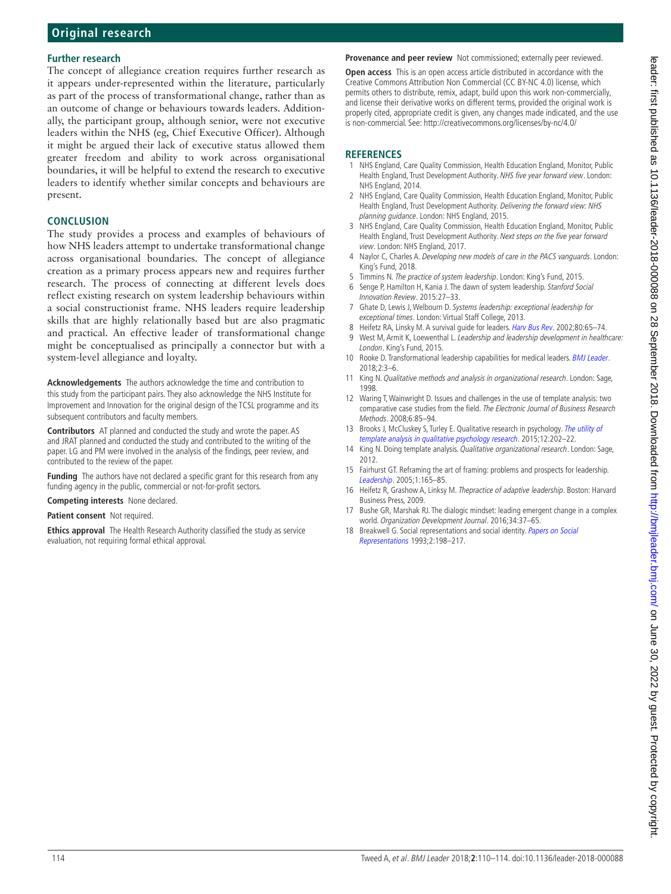## Further research

The concept of allegiance creation requires further research as it appears under-represented within the literature, particularly as part of the process of transformational change, rather than as an outcome of change or behaviours towards leaders. Additionally, the participant group, although senior, were not executive leaders within the NHS (eg, Chief Executive Officer). Although it might be argued their lack of executive status allowed them greater freedom and ability to work across organisational boundaries, it will be helpful to extend the research to executive leaders to identify whether similar concepts and behaviours are present.

## CONCLUSION

The study provides a process and examples of behaviours of how NHS leaders attempt to undertake transformational change across organisational boundaries. The concept of allegiance creation as a primary process appears new and requires further research. The process of connecting at different levels does reflect existing research on system leadership behaviours within a social constructionist frame. NHS leaders require leadership skills that are highly relationally based but are also pragmatic and practical. An effective leader of transformational change might be conceptualised as principally a connector but with a system-level allegiance and loyalty.

**Acknowledgements** The authors acknowledge the time and contribution to this study from the participant pairs. They also acknowledge the NHS Institute for Improvement and Innovation for the original design of the TCSL programme and its subsequent contributors and faculty members.

**Contributors** AT planned and conducted the study and wrote the paper. AS and JRAT planned and conducted the study and contributed to the writing of the paper. LG and PM were involved in the analysis of the findings, peer review, and contributed to the review of the paper.

**Funding** The authors have not declared a specific grant for this research from any funding agency in the public, commercial or not-for-profit sectors.

**Competing interests** None declared.

**Patient consent** Not required.

**Ethics approval** The Health Research Authority classified the study as service evaluation, not requiring formal ethical approval.

**Provenance and peer review** Not commissioned; externally peer reviewed.

**Open access** This is an open access article distributed in accordance with the Creative Commons Attribution Non Commercial (CC BY-NC 4.0) license, which permits others to distribute, remix, adapt, build upon this work non-commercially, and license their derivative works on different terms, provided the original work is properly cited, appropriate credit is given, any changes made indicated, and the use is non-commercial. See: http://creativecommons.org/licenses/by-nc/4.0/

## REFERENCES

1. NHS England, Care Quality Commission, Health Education England, Monitor, Public Health England, Trust Development Authority. *NHS five year forward view*. London: NHS England, 2014.
2. NHS England, Care Quality Commission, Health Education England, Monitor, Public Health England, Trust Development Authority. *Delivering the forward view: NHS planning guidance*. London: NHS England, 2015.
3. NHS England, Care Quality Commission, Health Education England, Monitor, Public Health England, Trust Development Authority. *Next steps on the five year forward view*. London: NHS England, 2017.
4. Naylor C, Charles A. *Developing new models of care in the PACS vanguards*. London: King's Fund, 2018.
5. Timmins N. *The practice of system leadership*. London: King's Fund, 2015.
6. Senge P, Hamilton H, Kania J. The dawn of system leadership. *Stanford Social Innovation Review*. 2015:27–33.
7. Ghate D, Lewis J, Welbourn D. *Systems leadership: exceptional leadership for exceptional times*. London: Virtual Staff College, 2013.
8. Heifetz RA, Linsky M. A survival guide for leaders. *Harv Bus Rev*. 2002;80:65–74.
9. West M, Armit K, Loewenthal L. *Leadership and leadership development in healthcare: London*. King's Fund, 2015.
10. Rooke D. Transformational leadership capabilities for medical leaders. *BMJ Leader*. 2018;2:3–6.
11. King N. *Qualitative methods and analysis in organizational research*. London: Sage, 1998.
12. Waring T, Wainwright D. Issues and challenges in the use of template analysis: two comparative case studies from the field. *The Electronic Journal of Business Research Methods*. 2008;6:85–94.
13. Brooks J, McCluskey S, Turley E. Qualitative research in psychology. *The utility of template analysis in qualitative psychology research*. 2015;12:202–22.
14. King N. Doing template analysis. *Qualitative organizational research*. London: Sage, 2012.
15. Fairhurst GT. Reframing the art of framing: problems and prospects for leadership. *Leadership*. 2005;1:165–85.
16. Heifetz R, Grashow A, Linksy M. *Thepractice of adaptive leadership*. Boston: Harvard Business Press, 2009.
17. Bushe GR, Marshak RJ. The dialogic mindset: leading emergent change in a complex world. *Organization Development Journal*. 2016;34:37–65.
18. Breakwell G. Social representations and social identity. *Papers on Social Representations* 1993;2:198–217.